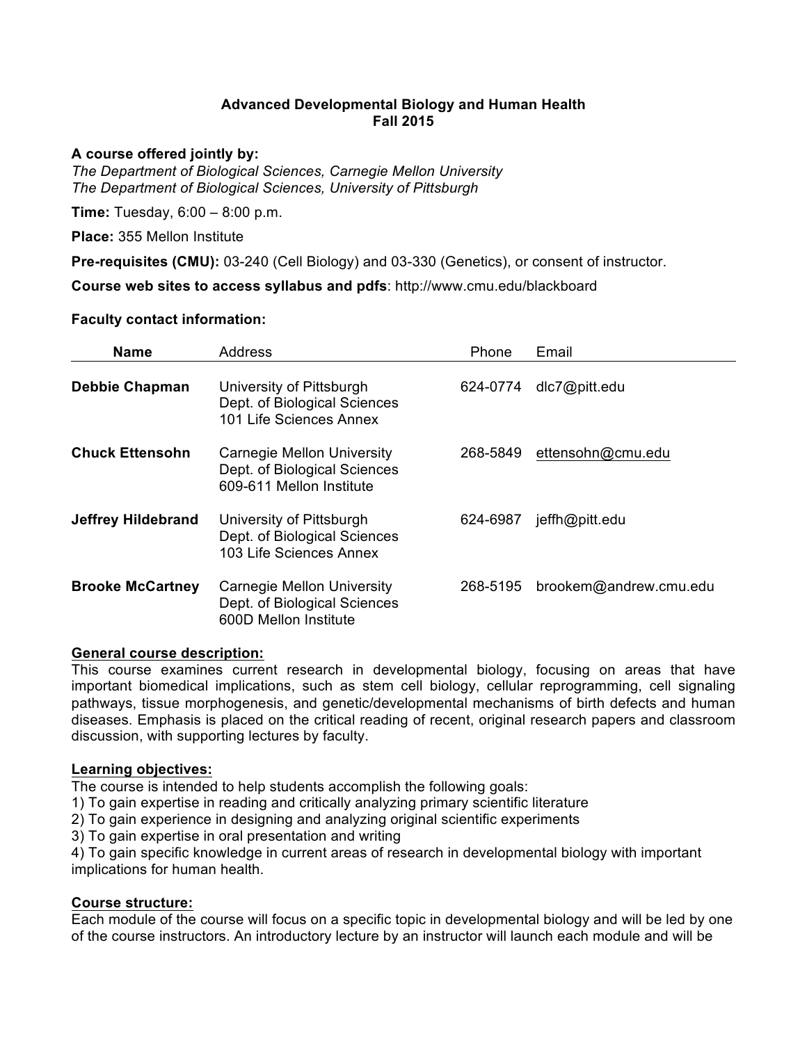# Advanced Developmental Biology and Human Health
## Fall 2015

**A course offered jointly by:**
*The Department of Biological Sciences, Carnegie Mellon University*
*The Department of Biological Sciences, University of Pittsburgh*

**Time:** Tuesday, 6:00 – 8:00 p.m.

**Place:** 355 Mellon Institute

**Pre-requisites (CMU):** 03-240 (Cell Biology) and 03-330 (Genetics), or consent of instructor.

**Course web sites to access syllabus and pdfs**: http://www.cmu.edu/blackboard

**Faculty contact information:**

| Name | Address | Phone | Email |
|---|---|---|---|
| **Debbie Chapman** | University of Pittsburgh<br>Dept. of Biological Sciences<br>101 Life Sciences Annex | 624-0774 | dlc7@pitt.edu |
| **Chuck Ettensohn** | Carnegie Mellon University<br>Dept. of Biological Sciences<br>609-611 Mellon Institute | 268-5849 | ettensohn@cmu.edu |
| **Jeffrey Hildebrand** | University of Pittsburgh<br>Dept. of Biological Sciences<br>103 Life Sciences Annex | 624-6987 | jeffh@pitt.edu |
| **Brooke McCartney** | Carnegie Mellon University<br>Dept. of Biological Sciences<br>600D Mellon Institute | 268-5195 | brookem@andrew.cmu.edu |

**General course description:**

This course examines current research in developmental biology, focusing on areas that have important biomedical implications, such as stem cell biology, cellular reprogramming, cell signaling pathways, tissue morphogenesis, and genetic/developmental mechanisms of birth defects and human diseases. Emphasis is placed on the critical reading of recent, original research papers and classroom discussion, with supporting lectures by faculty.

**Learning objectives:**

The course is intended to help students accomplish the following goals:
1) To gain expertise in reading and critically analyzing primary scientific literature
2) To gain experience in designing and analyzing original scientific experiments
3) To gain expertise in oral presentation and writing
4) To gain specific knowledge in current areas of research in developmental biology with important implications for human health.

**Course structure:**

Each module of the course will focus on a specific topic in developmental biology and will be led by one of the course instructors. An introductory lecture by an instructor will launch each module and will be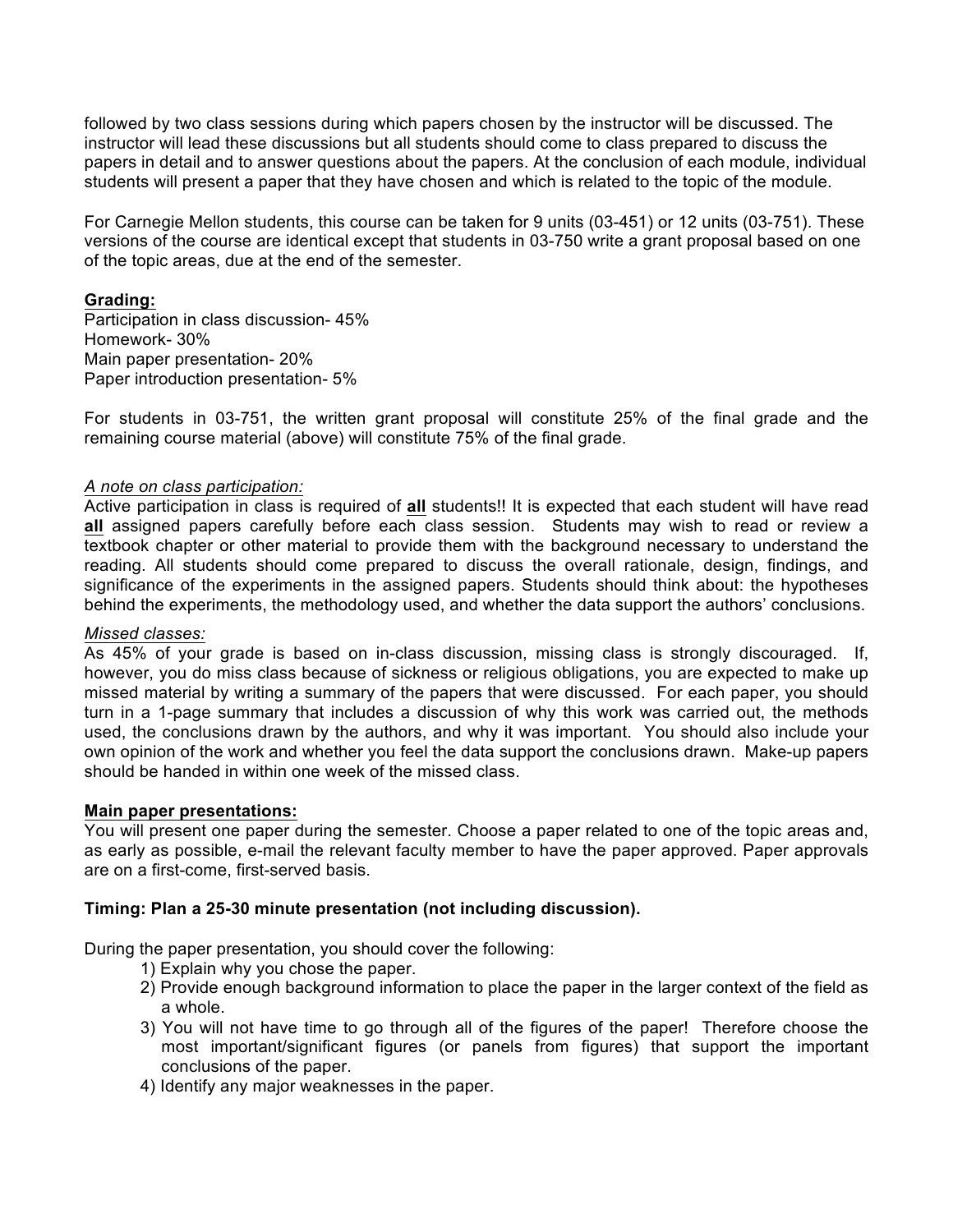followed by two class sessions during which papers chosen by the instructor will be discussed. The instructor will lead these discussions but all students should come to class prepared to discuss the papers in detail and to answer questions about the papers. At the conclusion of each module, individual students will present a paper that they have chosen and which is related to the topic of the module.

For Carnegie Mellon students, this course can be taken for 9 units (03-451) or 12 units (03-751). These versions of the course are identical except that students in 03-750 write a grant proposal based on one of the topic areas, due at the end of the semester.

**Grading:**

Participation in class discussion- 45%
Homework- 30%
Main paper presentation- 20%
Paper introduction presentation- 5%

For students in 03-751, the written grant proposal will constitute 25% of the final grade and the remaining course material (above) will constitute 75% of the final grade.

*A note on class participation:*

Active participation in class is required of **all** students!! It is expected that each student will have read **all** assigned papers carefully before each class session. Students may wish to read or review a textbook chapter or other material to provide them with the background necessary to understand the reading. All students should come prepared to discuss the overall rationale, design, findings, and significance of the experiments in the assigned papers. Students should think about: the hypotheses behind the experiments, the methodology used, and whether the data support the authors' conclusions.

*Missed classes:*

As 45% of your grade is based on in-class discussion, missing class is strongly discouraged. If, however, you do miss class because of sickness or religious obligations, you are expected to make up missed material by writing a summary of the papers that were discussed. For each paper, you should turn in a 1-page summary that includes a discussion of why this work was carried out, the methods used, the conclusions drawn by the authors, and why it was important. You should also include your own opinion of the work and whether you feel the data support the conclusions drawn. Make-up papers should be handed in within one week of the missed class.

**Main paper presentations:**

You will present one paper during the semester. Choose a paper related to one of the topic areas and, as early as possible, e-mail the relevant faculty member to have the paper approved. Paper approvals are on a first-come, first-served basis.

**Timing: Plan a 25-30 minute presentation (not including discussion).**

During the paper presentation, you should cover the following:

1) Explain why you chose the paper.
2) Provide enough background information to place the paper in the larger context of the field as a whole.
3) You will not have time to go through all of the figures of the paper! Therefore choose the most important/significant figures (or panels from figures) that support the important conclusions of the paper.
4) Identify any major weaknesses in the paper.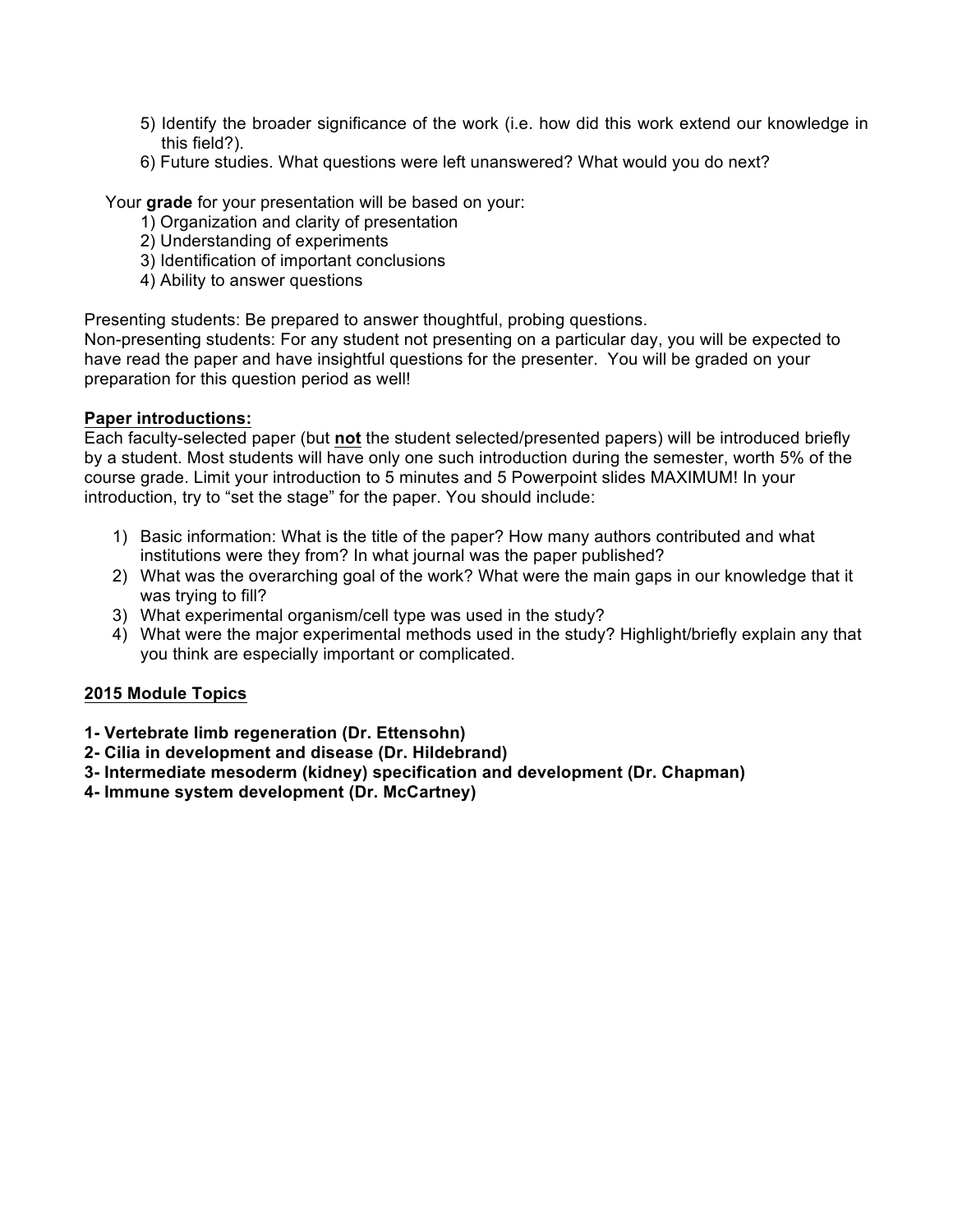5) Identify the broader significance of the work (i.e. how did this work extend our knowledge in this field?).
6) Future studies. What questions were left unanswered? What would you do next?

Your **grade** for your presentation will be based on your:

1) Organization and clarity of presentation
2) Understanding of experiments
3) Identification of important conclusions
4) Ability to answer questions

Presenting students: Be prepared to answer thoughtful, probing questions.
Non-presenting students: For any student not presenting on a particular day, you will be expected to have read the paper and have insightful questions for the presenter. You will be graded on your preparation for this question period as well!

**Paper introductions:**

Each faculty-selected paper (but **not** the student selected/presented papers) will be introduced briefly by a student. Most students will have only one such introduction during the semester, worth 5% of the course grade. Limit your introduction to 5 minutes and 5 Powerpoint slides MAXIMUM! In your introduction, try to "set the stage" for the paper. You should include:

1) Basic information: What is the title of the paper? How many authors contributed and what institutions were they from? In what journal was the paper published?
2) What was the overarching goal of the work? What were the main gaps in our knowledge that it was trying to fill?
3) What experimental organism/cell type was used in the study?
4) What were the major experimental methods used in the study? Highlight/briefly explain any that you think are especially important or complicated.

**2015 Module Topics**

**1- Vertebrate limb regeneration (Dr. Ettensohn)**
**2- Cilia in development and disease (Dr. Hildebrand)**
**3- Intermediate mesoderm (kidney) specification and development (Dr. Chapman)**
**4- Immune system development (Dr. McCartney)**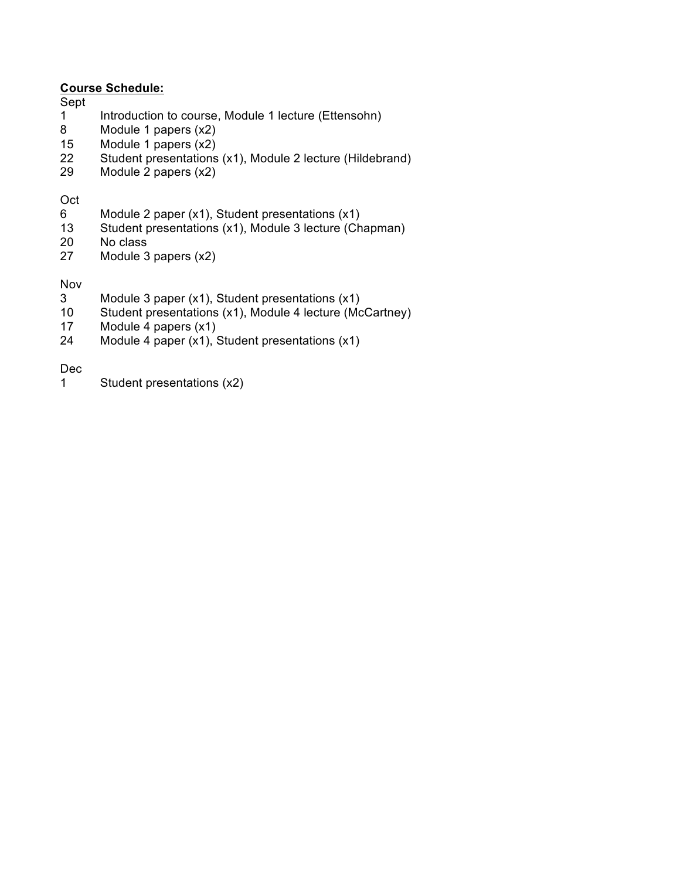**Course Schedule:**

Sept

1 Introduction to course, Module 1 lecture (Ettensohn)
8 Module 1 papers (x2)
15 Module 1 papers (x2)
22 Student presentations (x1), Module 2 lecture (Hildebrand)
29 Module 2 papers (x2)

Oct

6 Module 2 paper (x1), Student presentations (x1)
13 Student presentations (x1), Module 3 lecture (Chapman)
20 No class
27 Module 3 papers (x2)

Nov

3 Module 3 paper (x1), Student presentations (x1)
10 Student presentations (x1), Module 4 lecture (McCartney)
17 Module 4 papers (x1)
24 Module 4 paper (x1), Student presentations (x1)

Dec

1 Student presentations (x2)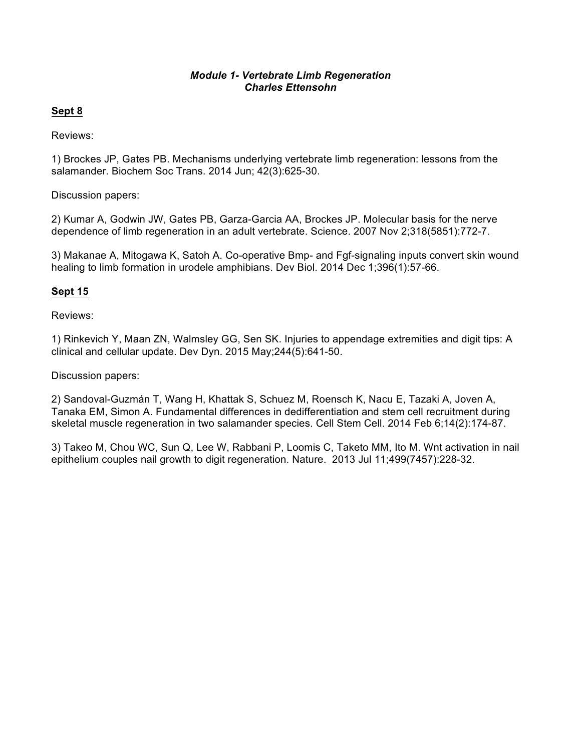***Module 1- Vertebrate Limb Regeneration***
***Charles Ettensohn***

**Sept 8**

Reviews:

1) Brockes JP, Gates PB. Mechanisms underlying vertebrate limb regeneration: lessons from the salamander. Biochem Soc Trans. 2014 Jun; 42(3):625-30.

Discussion papers:

2) Kumar A, Godwin JW, Gates PB, Garza-Garcia AA, Brockes JP. Molecular basis for the nerve dependence of limb regeneration in an adult vertebrate. Science. 2007 Nov 2;318(5851):772-7.

3) Makanae A, Mitogawa K, Satoh A. Co-operative Bmp- and Fgf-signaling inputs convert skin wound healing to limb formation in urodele amphibians. Dev Biol. 2014 Dec 1;396(1):57-66.

**Sept 15**

Reviews:

1) Rinkevich Y, Maan ZN, Walmsley GG, Sen SK. Injuries to appendage extremities and digit tips: A clinical and cellular update. Dev Dyn. 2015 May;244(5):641-50.

Discussion papers:

2) Sandoval-Guzmán T, Wang H, Khattak S, Schuez M, Roensch K, Nacu E, Tazaki A, Joven A, Tanaka EM, Simon A. Fundamental differences in dedifferentiation and stem cell recruitment during skeletal muscle regeneration in two salamander species. Cell Stem Cell. 2014 Feb 6;14(2):174-87.

3) Takeo M, Chou WC, Sun Q, Lee W, Rabbani P, Loomis C, Taketo MM, Ito M. Wnt activation in nail epithelium couples nail growth to digit regeneration. Nature. 2013 Jul 11;499(7457):228-32.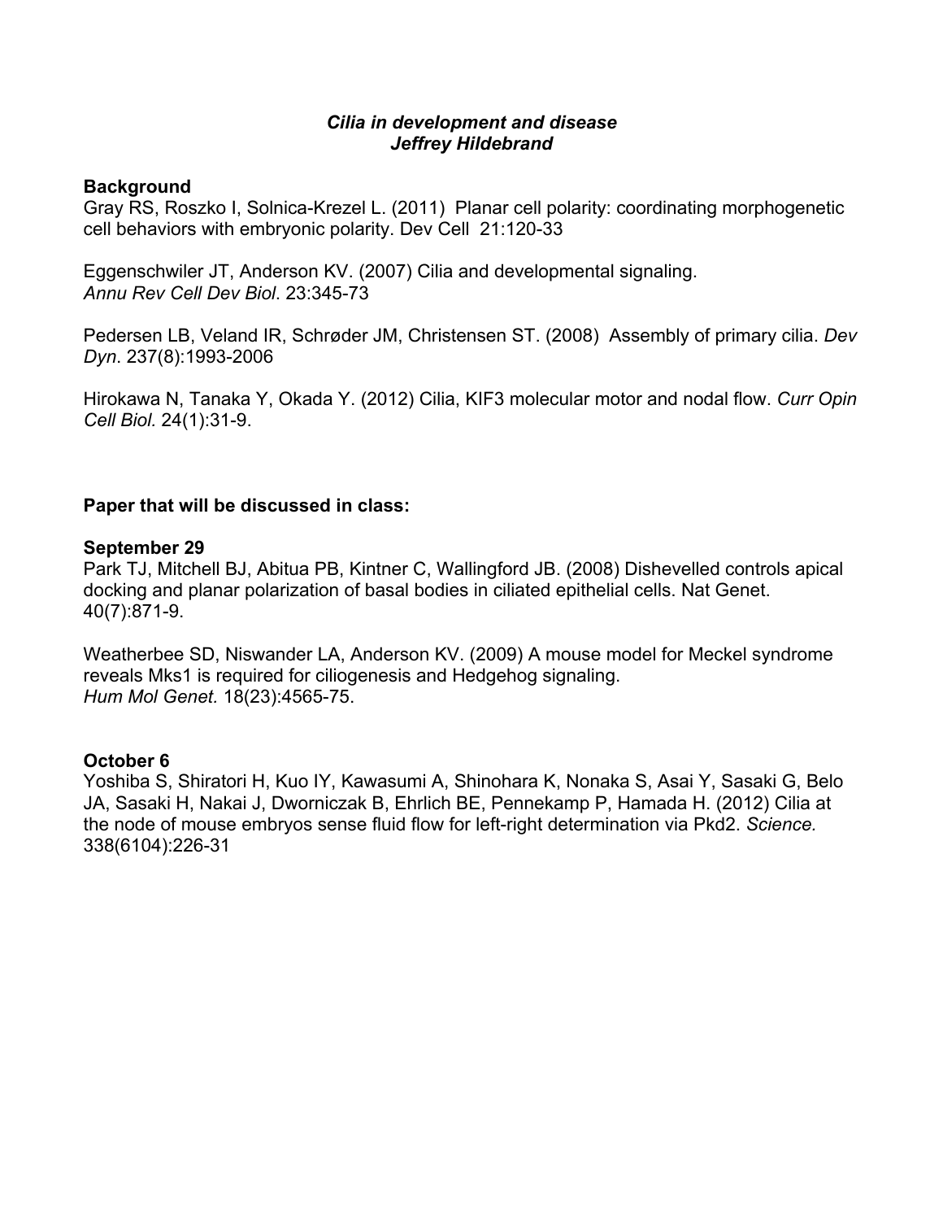***Cilia in development and disease***
***Jeffrey Hildebrand***

**Background**

Gray RS, Roszko I, Solnica-Krezel L. (2011) Planar cell polarity: coordinating morphogenetic cell behaviors with embryonic polarity. Dev Cell 21:120-33

Eggenschwiler JT, Anderson KV. (2007) Cilia and developmental signaling. *Annu Rev Cell Dev Biol*. 23:345-73

Pedersen LB, Veland IR, Schrøder JM, Christensen ST. (2008) Assembly of primary cilia. *Dev Dyn*. 237(8):1993-2006

Hirokawa N, Tanaka Y, Okada Y. (2012) Cilia, KIF3 molecular motor and nodal flow. *Curr Opin Cell Biol.* 24(1):31-9.

**Paper that will be discussed in class:**

**September 29**

Park TJ, Mitchell BJ, Abitua PB, Kintner C, Wallingford JB. (2008) Dishevelled controls apical docking and planar polarization of basal bodies in ciliated epithelial cells. Nat Genet. 40(7):871-9.

Weatherbee SD, Niswander LA, Anderson KV. (2009) A mouse model for Meckel syndrome reveals Mks1 is required for ciliogenesis and Hedgehog signaling. *Hum Mol Genet.* 18(23):4565-75.

**October 6**

Yoshiba S, Shiratori H, Kuo IY, Kawasumi A, Shinohara K, Nonaka S, Asai Y, Sasaki G, Belo JA, Sasaki H, Nakai J, Dworniczak B, Ehrlich BE, Pennekamp P, Hamada H. (2012) Cilia at the node of mouse embryos sense fluid flow for left-right determination via Pkd2. *Science.* 338(6104):226-31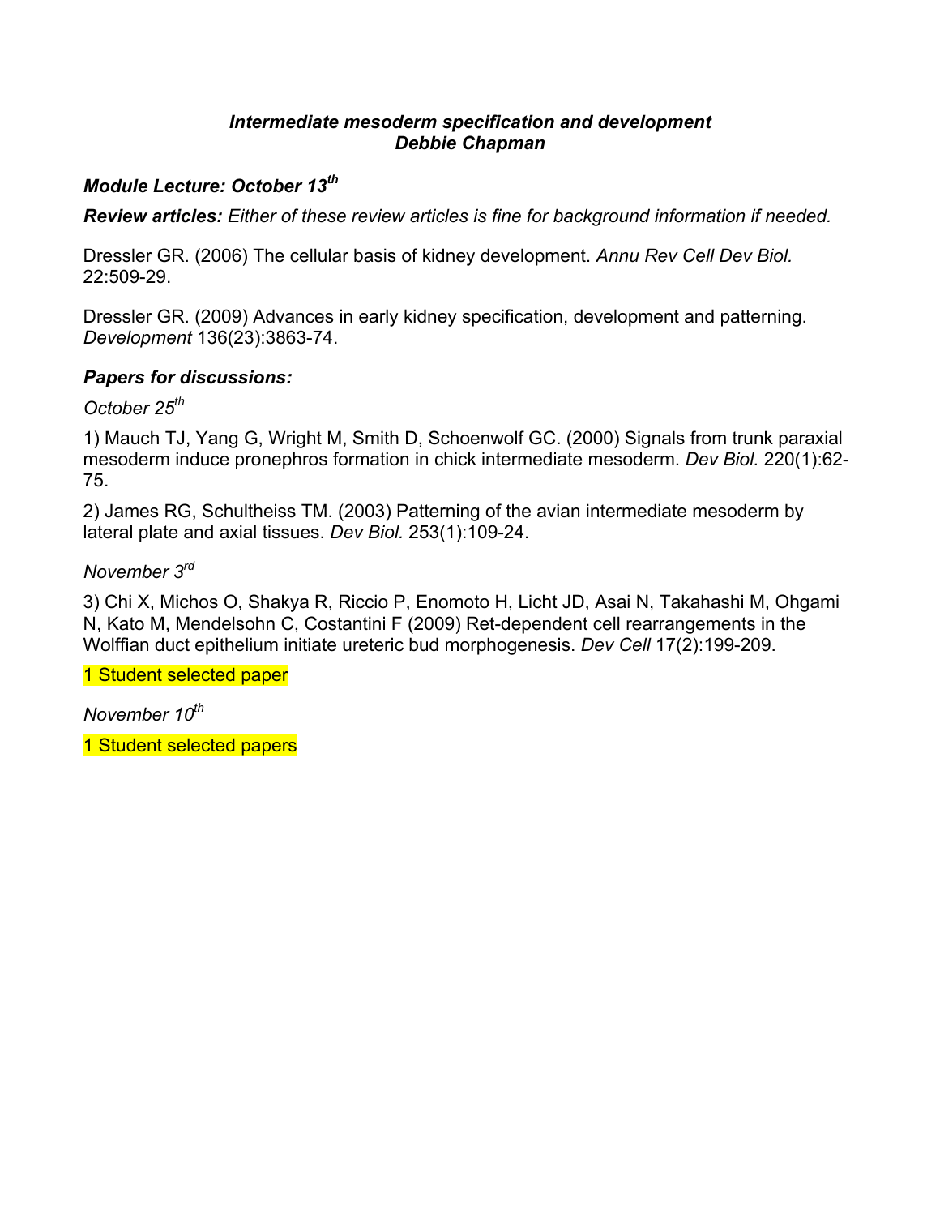### *Intermediate mesoderm specification and development*
### *Debbie Chapman*

***Module Lecture: October 13th***

***Review articles:*** *Either of these review articles is fine for background information if needed.*

Dressler GR. (2006) The cellular basis of kidney development. *Annu Rev Cell Dev Biol.* 22:509-29.

Dressler GR. (2009) Advances in early kidney specification, development and patterning. *Development* 136(23):3863-74.

***Papers for discussions:***

*October 25th*

1) Mauch TJ, Yang G, Wright M, Smith D, Schoenwolf GC. (2000) Signals from trunk paraxial mesoderm induce pronephros formation in chick intermediate mesoderm. *Dev Biol.* 220(1):62-75.

2) James RG, Schultheiss TM. (2003) Patterning of the avian intermediate mesoderm by lateral plate and axial tissues. *Dev Biol.* 253(1):109-24.

*November 3rd*

3) Chi X, Michos O, Shakya R, Riccio P, Enomoto H, Licht JD, Asai N, Takahashi M, Ohgami N, Kato M, Mendelsohn C, Costantini F (2009) Ret-dependent cell rearrangements in the Wolffian duct epithelium initiate ureteric bud morphogenesis. *Dev Cell* 17(2):199-209.

1 Student selected paper

*November 10th*

1 Student selected papers